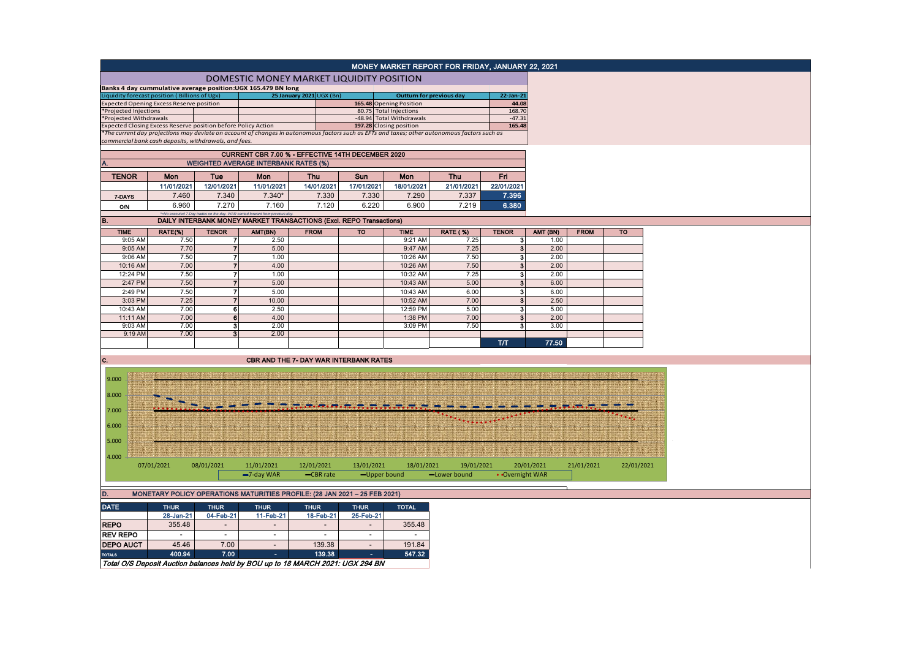# MONEY MARKET REPORT FOR FRIDAY, JANUARY 22, 2021

## DOMESTIC MONEY MARKET LIQUIDITY POSITION

**Banks 4 day cummulative average position:UGX 165.479 BN long**

| Liquidity forecast position ( Billions of Ugx) | 25 January 2021 UGX (Bn) | Outturn for previous day | 22-Jan-21 |
|---|---|---|---|
| Expected Opening Excess Reserve position | 165.48 | Opening Position | 44.08 |
| *Projected Injections | 80.75 | Total Injections | 168.70 |
| *Projected Withdrawals | -48.94 | Total Withdrawals | -47.31 |
| Expected Closing Excess Reserve position before Policy Action | 197.28 | Closing position | 165.48 |

*The current day projections may deviate on account of changes in autonomous factors such as EFTs and taxes; other autonomous factors such as commercial bank cash deposits, withdrawals, and fees.*

## CURRENT CBR 7.00 % - EFFECTIVE 14TH DECEMBER 2020

### A. WEIGHTED AVERAGE INTERBANK RATES (%)

| TENOR | Mon | Tue | Mon | Thu | Sun | Mon | Thu | Fri |
|---|---|---|---|---|---|---|---|---|
| | 11/01/2021 | 12/01/2021 | 11/01/2021 | 14/01/2021 | 17/01/2021 | 18/01/2021 | 21/01/2021 | 22/01/2021 |
| 7-DAYS | 7.460 | 7.340 | 7.340* | 7.330 | 7.330 | 7.290 | 7.337 | 7.396 |
| O/N | 6.960 | 7.270 | 7.160 | 7.120 | 6.220 | 6.900 | 7.219 | 6.380 |

*=No executed 7-Day trades on the day. WAR carried forward from previous day.

### B. DAILY INTERBANK MONEY MARKET TRANSACTIONS (Excl. REPO Transactions)

| TIME | RATE(%) | TENOR | AMT(BN) | FROM | TO | TIME | RATE (%) | TENOR | AMT (BN) | FROM | TO |
|---|---|---|---|---|---|---|---|---|---|---|---|
| 9:05 AM | 7.50 | 7 | 2.50 | | | 9:21 AM | 7.25 | 3 | 1.00 | | |
| 9:05 AM | 7.70 | 7 | 5.00 | | | 9:47 AM | 7.25 | 3 | 2.00 | | |
| 9:06 AM | 7.50 | 7 | 1.00 | | | 10:26 AM | 7.50 | 3 | 2.00 | | |
| 10:16 AM | 7.00 | 7 | 4.00 | | | 10:26 AM | 7.50 | 3 | 2.00 | | |
| 12:24 PM | 7.50 | 7 | 1.00 | | | 10:32 AM | 7.25 | 3 | 2.00 | | |
| 2:47 PM | 7.50 | 7 | 5.00 | | | 10:43 AM | 5.00 | 3 | 6.00 | | |
| 2:49 PM | 7.50 | 7 | 5.00 | | | 10:43 AM | 6.00 | 3 | 6.00 | | |
| 3:03 PM | 7.25 | 7 | 10.00 | | | 10:52 AM | 7.00 | 3 | 2.50 | | |
| 10:43 AM | 7.00 | 6 | 2.50 | | | 12:59 PM | 5.00 | 3 | 5.00 | | |
| 11:11 AM | 7.00 | 6 | 4.00 | | | 1:38 PM | 7.00 | 3 | 2.00 | | |
| 9:03 AM | 7.00 | 3 | 2.00 | | | 3:09 PM | 7.50 | 3 | 3.00 | | |
| 9:19 AM | 7.00 | 3 | 2.00 | | | | | | | | |
| | | | | | | | | T/T | 77.50 | | |

### C. CBR AND THE 7- DAY WAR INTERBANK RATES

9.000
8.000
7.000
6.000
5.000
4.000

07/01/2021 08/01/2021 11/01/2021 12/01/2021 13/01/2021 18/01/2021 19/01/2021 20/01/2021 21/01/2021 22/01/2021

7-day WAR — CBR rate — Upper bound — Lower bound — Overnight WAR

### D. MONETARY POLICY OPERATIONS MATURITIES PROFILE: (28 JAN 2021 – 25 FEB 2021)

| DATE | THUR | THUR | THUR | THUR | THUR | TOTAL |
|---|---|---|---|---|---|---|
| | 28-Jan-21 | 04-Feb-21 | 11-Feb-21 | 18-Feb-21 | 25-Feb-21 | |
| REPO | 355.48 | - | - | - | - | 355.48 |
| REV REPO | - | - | - | - | - | - |
| DEPO AUCT | 45.46 | 7.00 | - | 139.38 | - | 191.84 |
| TOTALS | 400.94 | 7.00 | - | 139.38 | - | 547.32 |

*Total O/S Deposit Auction balances held by BOU up to 18 MARCH 2021: UGX 294 BN*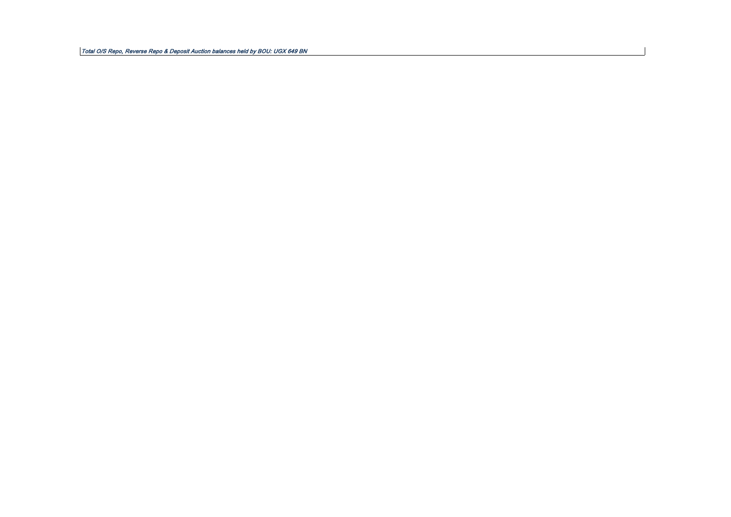*Total O/S Repo, Reverse Repo & Deposit Auction balances held by BOU: UGX 649 BN*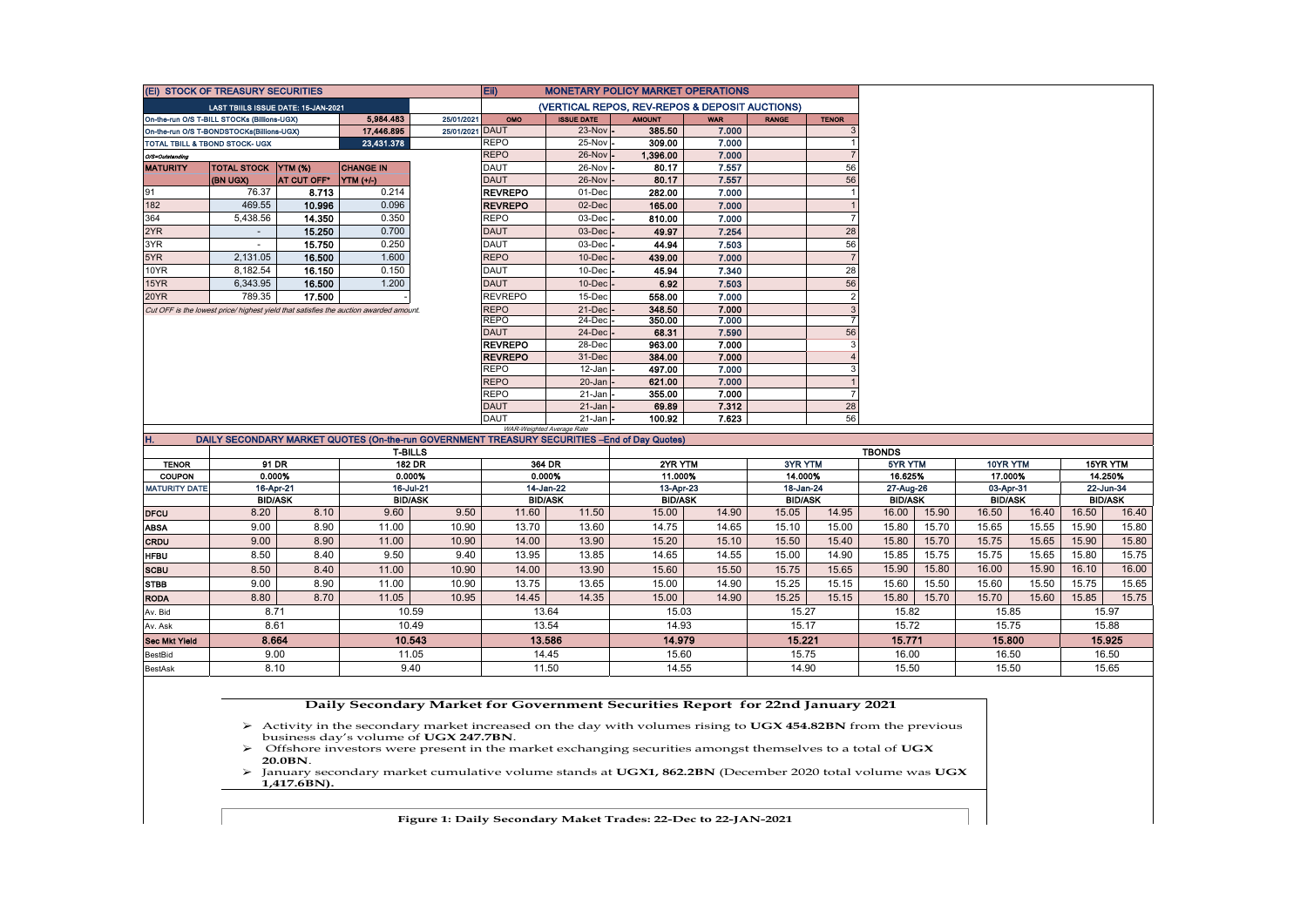## (EI) STOCK OF TREASURY SECURITIES

| LAST TBIILS ISSUE DATE: 15-JAN-2021 | | | |
|---|---|---|---|
| On-the-run O/S T-BILL STOCKs (Billions-UGX) | | 5,984.483 | 25/01/2021 |
| On-the-run O/S T-BONDSTOCKs(Billions-UGX) | | 17,446.895 | 25/01/2021 |
| TOTAL TBILL & TBOND STOCK- UGX | | 23,431.378 | |

*O/S=Outstanding*

| MATURITY | TOTAL STOCK (BN UGX) | YTM (%) AT CUT OFF* | CHANGE IN YTM (+/-) |
|---|---|---|---|
| 91 | 76.37 | 8.713 | 0.214 |
| 182 | 469.55 | 10.996 | 0.096 |
| 364 | 5,438.56 | 14.350 | 0.350 |
| 2YR | - | 15.250 | 0.700 |
| 3YR | - | 15.750 | 0.250 |
| 5YR | 2,131.05 | 16.500 | 1.600 |
| 10YR | 8,182.54 | 16.150 | 0.150 |
| 15YR | 6,343.95 | 16.500 | 1.200 |
| 20YR | 789.35 | 17.500 | - |

*Cut OFF is the lowest price/ highest yield that satisfies the auction awarded amount.*

## EII) MONETARY POLICY MARKET OPERATIONS

### (VERTICAL REPOS, REV-REPOS & DEPOSIT AUCTIONS)

| OMO | ISSUE DATE | AMOUNT | WAR | RANGE | TENOR |
|---|---|---|---|---|---|
| DAUT | 23-Nov - | 385.50 | 7.000 | | 3 |
| REPO | 25-Nov - | 309.00 | 7.000 | | 1 |
| REPO | 26-Nov - | 1,396.00 | 7.000 | | 7 |
| DAUT | 26-Nov - | 80.17 | 7.557 | | 56 |
| DAUT | 26-Nov - | 80.17 | 7.557 | | 56 |
| REVREPO | 01-Dec | 282.00 | 7.000 | | 1 |
| REVREPO | 02-Dec | 165.00 | 7.000 | | 1 |
| REPO | 03-Dec - | 810.00 | 7.000 | | 7 |
| DAUT | 03-Dec - | 49.97 | 7.254 | | 28 |
| DAUT | 03-Dec - | 44.94 | 7.503 | | 56 |
| REPO | 10-Dec - | 439.00 | 7.000 | | 7 |
| DAUT | 10-Dec - | 45.94 | 7.340 | | 28 |
| DAUT | 10-Dec - | 6.92 | 7.503 | | 56 |
| REVREPO | 15-Dec | 558.00 | 7.000 | | 2 |
| REPO | 21-Dec - | 348.50 | 7.000 | | 3 |
| REPO | 24-Dec - | 350.00 | 7.000 | | 7 |
| DAUT | 24-Dec - | 68.31 | 7.590 | | 56 |
| REVREPO | 28-Dec | 963.00 | 7.000 | | 3 |
| REVREPO | 31-Dec | 384.00 | 7.000 | | 4 |
| REPO | 12-Jan - | 497.00 | 7.000 | | 3 |
| REPO | 20-Jan - | 621.00 | 7.000 | | 1 |
| REPO | 21-Jan - | 355.00 | 7.000 | | 7 |
| DAUT | 21-Jan - | 69.89 | 7.312 | | 28 |
| DAUT | 21-Jan - | 100.92 | 7.623 | | 56 |

*WAR-Weighted Average Rate*

## H. DAILY SECONDARY MARKET QUOTES (On-the-run GOVERNMENT TREASURY SECURITIES –End of Day Quotes)

| | T-BILLS | | | | | | TBONDS | | | | | | | | | | | |
|---|---|---|---|---|---|---|---|---|---|---|---|---|---|---|---|---|---|---|
| TENOR | 91 DR | | 182 DR | | 364 DR | | 2YR YTM | | 3YR YTM | | 5YR YTM | | 10YR YTM | | 15YR YTM | |
| COUPON | 0.000% | | 0.000% | | 0.000% | | 11.000% | | 14.000% | | 16.625% | | 17.000% | | 14.250% | |
| MATURITY DATE | 16-Apr-21 | | 16-Jul-21 | | 14-Jan-22 | | 13-Apr-23 | | 18-Jan-24 | | 27-Aug-26 | | 03-Apr-31 | | 22-Jun-34 | |
| | BID/ASK | | BID/ASK | | BID/ASK | | BID/ASK | | BID/ASK | | BID/ASK | | BID/ASK | | BID/ASK | |
| DFCU | 8.20 | 8.10 | 9.60 | 9.50 | 11.60 | 11.50 | 15.00 | 14.90 | 15.05 | 14.95 | 16.00 | 15.90 | 16.50 | 16.40 | 16.50 | 16.40 |
| ABSA | 9.00 | 8.90 | 11.00 | 10.90 | 13.70 | 13.60 | 14.75 | 14.65 | 15.10 | 15.00 | 15.80 | 15.70 | 15.65 | 15.55 | 15.90 | 15.80 |
| CRDU | 9.00 | 8.90 | 11.00 | 10.90 | 14.00 | 13.90 | 15.20 | 15.10 | 15.50 | 15.40 | 15.80 | 15.70 | 15.75 | 15.65 | 15.90 | 15.80 |
| HFBU | 8.50 | 8.40 | 9.50 | 9.40 | 13.95 | 13.85 | 14.65 | 14.55 | 15.00 | 14.90 | 15.85 | 15.75 | 15.75 | 15.65 | 15.80 | 15.75 |
| SCBU | 8.50 | 8.40 | 11.00 | 10.90 | 14.00 | 13.90 | 15.60 | 15.50 | 15.75 | 15.65 | 15.90 | 15.80 | 16.00 | 15.90 | 16.10 | 16.00 |
| STBB | 9.00 | 8.90 | 11.00 | 10.90 | 13.75 | 13.65 | 15.00 | 14.90 | 15.25 | 15.15 | 15.60 | 15.50 | 15.60 | 15.50 | 15.75 | 15.65 |
| RODA | 8.80 | 8.70 | 11.05 | 10.95 | 14.45 | 14.35 | 15.00 | 14.90 | 15.25 | 15.15 | 15.80 | 15.70 | 15.70 | 15.60 | 15.85 | 15.75 |
| Av. Bid | 8.71 | | 10.59 | | 13.64 | | 15.03 | | 15.27 | | 15.82 | | 15.85 | | 15.97 | |
| Av. Ask | 8.61 | | 10.49 | | 13.54 | | 14.93 | | 15.17 | | 15.72 | | 15.75 | | 15.88 | |
| Sec Mkt Yield | 8.664 | | 10.543 | | 13.586 | | 14.979 | | 15.221 | | 15.771 | | 15.800 | | 15.925 | |
| BestBid | 9.00 | | 11.05 | | 14.45 | | 15.60 | | 15.75 | | 16.00 | | 16.50 | | 16.50 | |
| BestAsk | 8.10 | | 9.40 | | 11.50 | | 14.55 | | 14.90 | | 15.50 | | 15.50 | | 15.65 | |

### Daily Secondary Market for Government Securities Report for 22nd January 2021

- Activity in the secondary market increased on the day with volumes rising to **UGX 454.82BN** from the previous business day's volume of **UGX 247.7BN**.
- Offshore investors were present in the market exchanging securities amongst themselves to a total of **UGX 20.0BN**.
- January secondary market cumulative volume stands at **UGX1, 862.2BN** (December 2020 total volume was **UGX 1,417.6BN).**

**Figure 1: Daily Secondary Maket Trades: 22-Dec to 22-JAN-2021**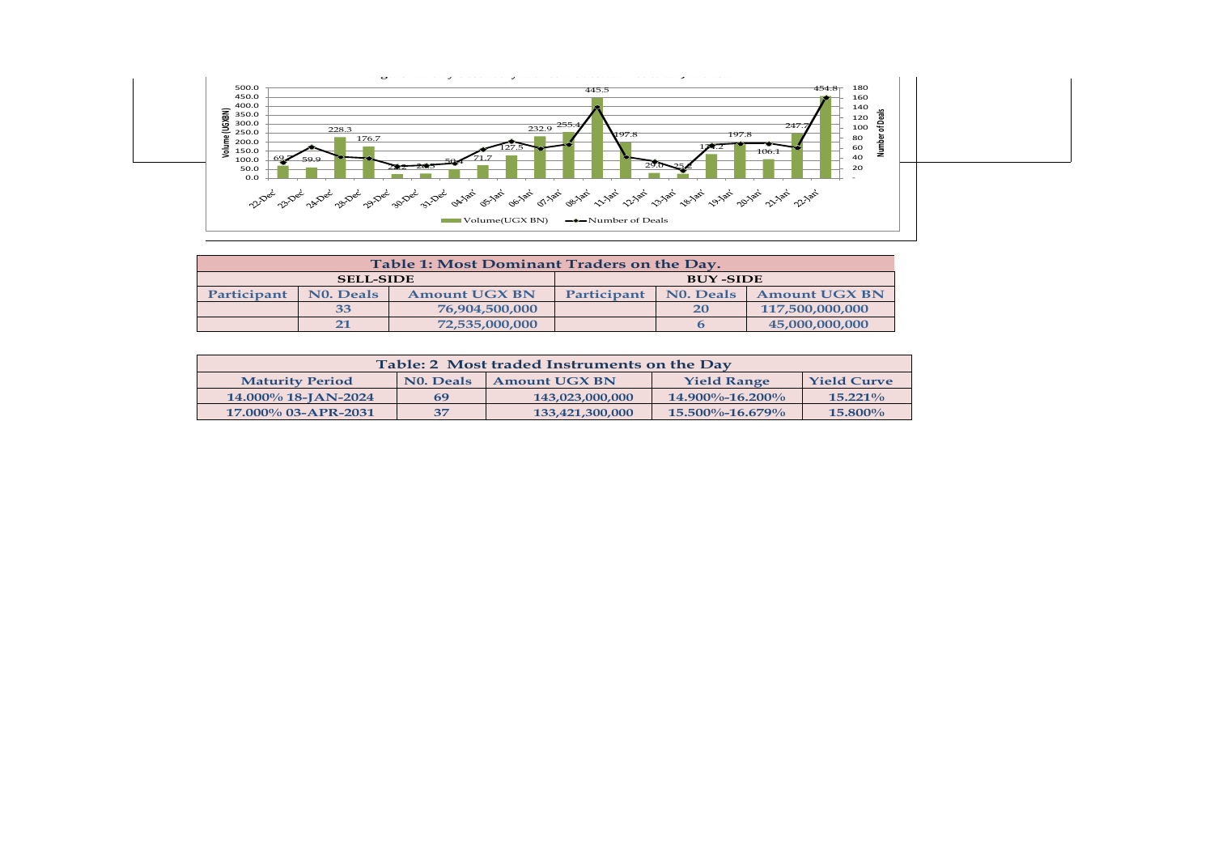500.0
450.0
400.0
350.0
300.0
250.0
200.0
150.0
100.0
50.0
0.0

Volume (UGXBN)

180
160
140
120
100
80
60
40
20
-

Number of Deals

69.7 59.9 228.3 176.7 22.2 26.5 50.4 71.7 127.5 232.9 255.4 445.5 197.8 29.0 25.2 131.2 197.8 106.1 247.7 454.8

22-Dec' 23-Dec' 24-Dec' 28-Dec' 29-Dec' 30-Dec' 31-Dec' 04-Jan' 05-Jan' 06-Jan' 07-Jan' 08-Jan' 11-Jan' 12-Jan' 13-Jan' 18-Jan' 19-Jan' 20-Jan' 21-Jan' 22-Jan'

Volume(UGX BN) Number of Deals

| Table 1: Most Dominant Traders on the Day. | | | | | |
|---|---|---|---|---|---|
| SELL-SIDE | | | BUY -SIDE | | |
| Participant | N0. Deals | Amount UGX BN | Participant | N0. Deals | Amount UGX BN |
| | 33 | 76,904,500,000 | | 20 | 117,500,000,000 |
| | 21 | 72,535,000,000 | | 6 | 45,000,000,000 |

| Table: 2 Most traded Instruments on the Day | | | | |
|---|---|---|---|---|
| Maturity Period | N0. Deals | Amount UGX BN | Yield Range | Yield Curve |
| 14.000% 18-JAN-2024 | 69 | 143,023,000,000 | 14.900%-16.200% | 15.221% |
| 17.000% 03-APR-2031 | 37 | 133,421,300,000 | 15.500%-16.679% | 15.800% |